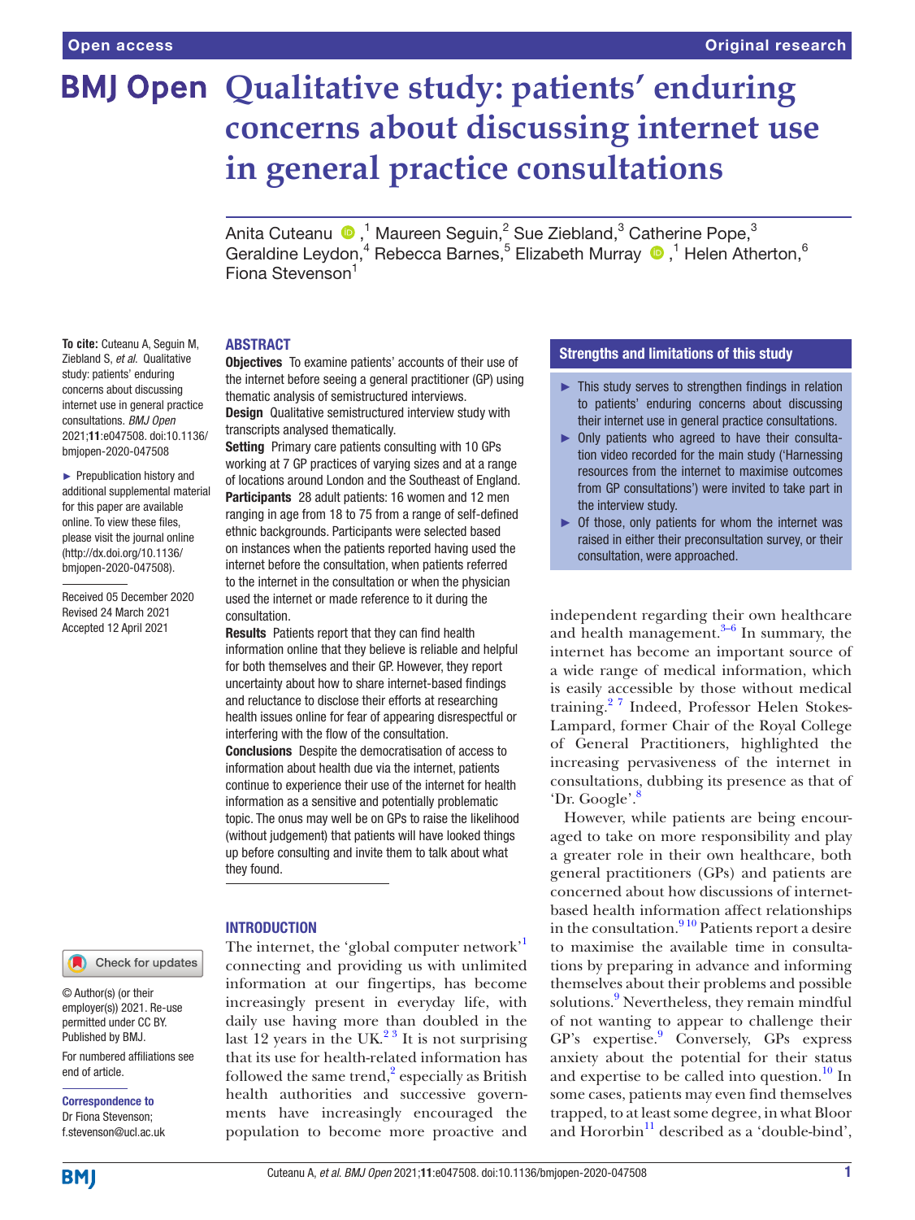Open access | Original research

# Qualitative study: patients' enduring concerns about discussing internet use in general practice consultations

Anita Cuteanu ,[1] Maureen Seguin,[2] Sue Ziebland,[3] Catherine Pope,[3] Geraldine Leydon,[4] Rebecca Barnes,[5] Elizabeth Murray ,[1] Helen Atherton,[6] Fiona Stevenson[1]

**To cite:** Cuteanu A, Seguin M, Ziebland S, *et al*. Qualitative study: patients' enduring concerns about discussing internet use in general practice consultations. *BMJ Open* 2021;**11**:e047508. doi:10.1136/bmjopen-2020-047508

► Prepublication history and additional supplemental material for this paper are available online. To view these files, please visit the journal online (http://dx.doi.org/10.1136/bmjopen-2020-047508).

Received 05 December 2020
Revised 24 March 2021
Accepted 12 April 2021

## ABSTRACT

**Objectives** To examine patients' accounts of their use of the internet before seeing a general practitioner (GP) using thematic analysis of semistructured interviews.

**Design** Qualitative semistructured interview study with transcripts analysed thematically.

**Setting** Primary care patients consulting with 10 GPs working at 7 GP practices of varying sizes and at a range of locations around London and the Southeast of England.

**Participants** 28 adult patients: 16 women and 12 men ranging in age from 18 to 75 from a range of self-defined ethnic backgrounds. Participants were selected based on instances when the patients reported having used the internet before the consultation, when patients referred to the internet in the consultation or when the physician used the internet or made reference to it during the consultation.

**Results** Patients report that they can find health information online that they believe is reliable and helpful for both themselves and their GP. However, they report uncertainty about how to share internet-based findings and reluctance to disclose their efforts at researching health issues online for fear of appearing disrespectful or interfering with the flow of the consultation.

**Conclusions** Despite the democratisation of access to information about health due via the internet, patients continue to experience their use of the internet for health information as a sensitive and potentially problematic topic. The onus may well be on GPs to raise the likelihood (without judgement) that patients will have looked things up before consulting and invite them to talk about what they found.

## Strengths and limitations of this study

- ► This study serves to strengthen findings in relation to patients' enduring concerns about discussing their internet use in general practice consultations.
- ► Only patients who agreed to have their consultation video recorded for the main study ('Harnessing resources from the internet to maximise outcomes from GP consultations') were invited to take part in the interview study.
- ► Of those, only patients for whom the internet was raised in either their preconsultation survey, or their consultation, were approached.

## INTRODUCTION

The internet, the 'global computer network'[1] connecting and providing us with unlimited information at our fingertips, has become increasingly present in everyday life, with daily use having more than doubled in the last 12 years in the UK.[2,3] It is not surprising that its use for health-related information has followed the same trend,[2] especially as British health authorities and successive governments have increasingly encouraged the population to become more proactive and independent regarding their own healthcare and health management.[3–6] In summary, the internet has become an important source of a wide range of medical information, which is easily accessible by those without medical training.[2,7] Indeed, Professor Helen Stokes-Lampard, former Chair of the Royal College of General Practitioners, highlighted the increasing pervasiveness of the internet in consultations, dubbing its presence as that of 'Dr. Google'.[8]

However, while patients are being encouraged to take on more responsibility and play a greater role in their own healthcare, both general practitioners (GPs) and patients are concerned about how discussions of internet-based health information affect relationships in the consultation.[9,10] Patients report a desire to maximise the available time in consultations by preparing in advance and informing themselves about their problems and possible solutions.[9] Nevertheless, they remain mindful of not wanting to appear to challenge their GP's expertise.[9] Conversely, GPs express anxiety about the potential for their status and expertise to be called into question.[10] In some cases, patients may even find themselves trapped, to at least some degree, in what Bloor and Hororbin[11] described as a 'double-bind',

© Author(s) (or their employer(s)) 2021. Re-use permitted under CC BY. Published by BMJ.

For numbered affiliations see end of article.

**Correspondence to**
Dr Fiona Stevenson;
f.stevenson@ucl.ac.uk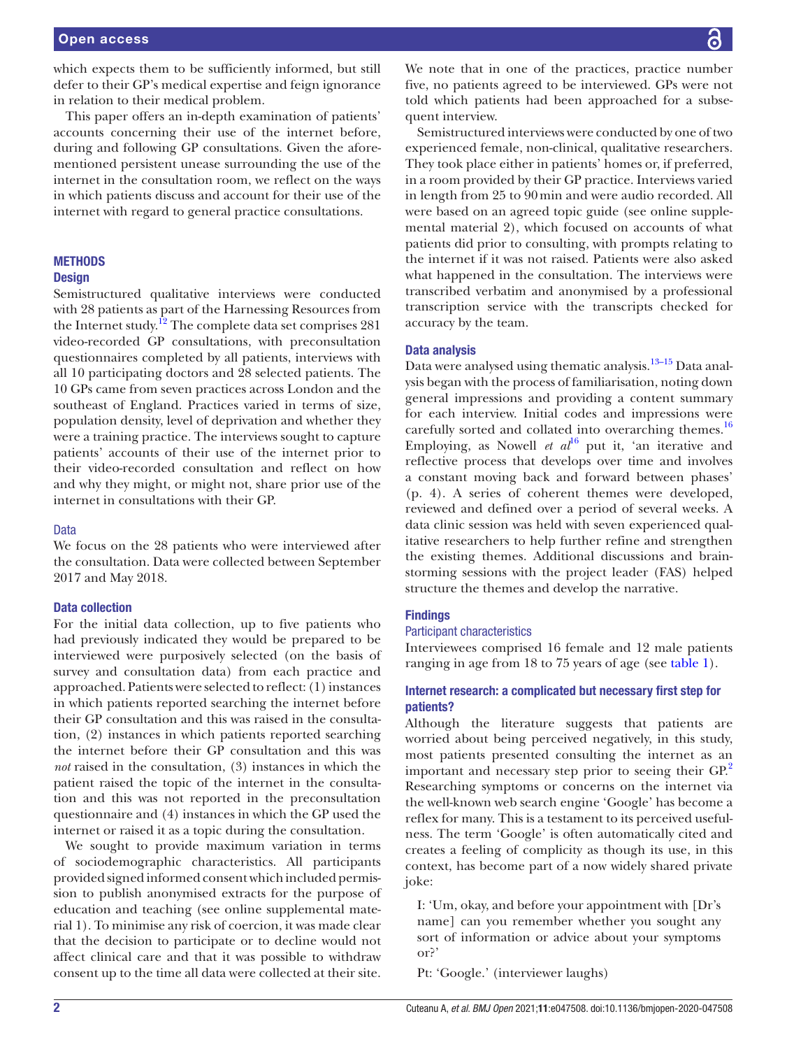which expects them to be sufficiently informed, but still defer to their GP's medical expertise and feign ignorance in relation to their medical problem.

This paper offers an in-depth examination of patients' accounts concerning their use of the internet before, during and following GP consultations. Given the aforementioned persistent unease surrounding the use of the internet in the consultation room, we reflect on the ways in which patients discuss and account for their use of the internet with regard to general practice consultations.

## METHODS

### Design

Semistructured qualitative interviews were conducted with 28 patients as part of the Harnessing Resources from the Internet study.[12] The complete data set comprises 281 video-recorded GP consultations, with preconsultation questionnaires completed by all patients, interviews with all 10 participating doctors and 28 selected patients. The 10 GPs came from seven practices across London and the southeast of England. Practices varied in terms of size, population density, level of deprivation and whether they were a training practice. The interviews sought to capture patients' accounts of their use of the internet prior to their video-recorded consultation and reflect on how and why they might, or might not, share prior use of the internet in consultations with their GP.

#### Data

We focus on the 28 patients who were interviewed after the consultation. Data were collected between September 2017 and May 2018.

### Data collection

For the initial data collection, up to five patients who had previously indicated they would be prepared to be interviewed were purposively selected (on the basis of survey and consultation data) from each practice and approached. Patients were selected to reflect: (1) instances in which patients reported searching the internet before their GP consultation and this was raised in the consultation, (2) instances in which patients reported searching the internet before their GP consultation and this was *not* raised in the consultation, (3) instances in which the patient raised the topic of the internet in the consultation and this was not reported in the preconsultation questionnaire and (4) instances in which the GP used the internet or raised it as a topic during the consultation.

We sought to provide maximum variation in terms of sociodemographic characteristics. All participants provided signed informed consent which included permission to publish anonymised extracts for the purpose of education and teaching (see online supplemental material 1). To minimise any risk of coercion, it was made clear that the decision to participate or to decline would not affect clinical care and that it was possible to withdraw consent up to the time all data were collected at their site. We note that in one of the practices, practice number five, no patients agreed to be interviewed. GPs were not told which patients had been approached for a subsequent interview.

Semistructured interviews were conducted by one of two experienced female, non-clinical, qualitative researchers. They took place either in patients' homes or, if preferred, in a room provided by their GP practice. Interviews varied in length from 25 to 90 min and were audio recorded. All were based on an agreed topic guide (see online supplemental material 2), which focused on accounts of what patients did prior to consulting, with prompts relating to the internet if it was not raised. Patients were also asked what happened in the consultation. The interviews were transcribed verbatim and anonymised by a professional transcription service with the transcripts checked for accuracy by the team.

### Data analysis

Data were analysed using thematic analysis.[13–15] Data analysis began with the process of familiarisation, noting down general impressions and providing a content summary for each interview. Initial codes and impressions were carefully sorted and collated into overarching themes.[16] Employing, as Nowell *et al*[16] put it, 'an iterative and reflective process that develops over time and involves a constant moving back and forward between phases' (p. 4). A series of coherent themes were developed, reviewed and defined over a period of several weeks. A data clinic session was held with seven experienced qualitative researchers to help further refine and strengthen the existing themes. Additional discussions and brainstorming sessions with the project leader (FAS) helped structure the themes and develop the narrative.

### Findings

#### Participant characteristics

Interviewees comprised 16 female and 12 male patients ranging in age from 18 to 75 years of age (see table 1).

### Internet research: a complicated but necessary first step for patients?

Although the literature suggests that patients are worried about being perceived negatively, in this study, most patients presented consulting the internet as an important and necessary step prior to seeing their GP.[2] Researching symptoms or concerns on the internet via the well-known web search engine 'Google' has become a reflex for many. This is a testament to its perceived usefulness. The term 'Google' is often automatically cited and creates a feeling of complicity as though its use, in this context, has become part of a now widely shared private joke:

> I: 'Um, okay, and before your appointment with [Dr's name] can you remember whether you sought any sort of information or advice about your symptoms or?'
>
> Pt: 'Google.' (interviewer laughs)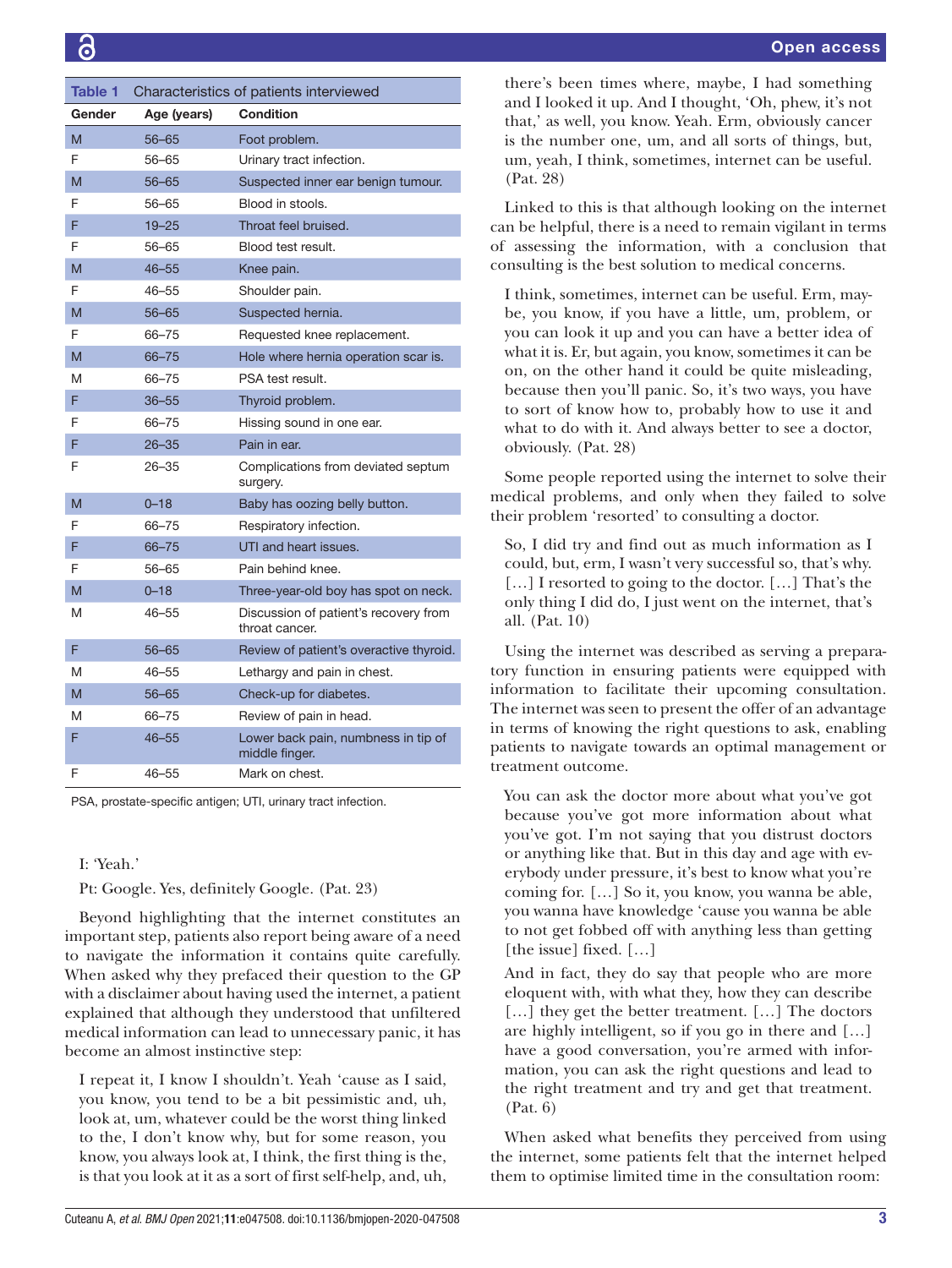**Table 1** Characteristics of patients interviewed

| Gender | Age (years) | Condition |
|---|---|---|
| M | 56–65 | Foot problem. |
| F | 56–65 | Urinary tract infection. |
| M | 56–65 | Suspected inner ear benign tumour. |
| F | 56–65 | Blood in stools. |
| F | 19–25 | Throat feel bruised. |
| F | 56–65 | Blood test result. |
| M | 46–55 | Knee pain. |
| F | 46–55 | Shoulder pain. |
| M | 56–65 | Suspected hernia. |
| F | 66–75 | Requested knee replacement. |
| M | 66–75 | Hole where hernia operation scar is. |
| M | 66–75 | PSA test result. |
| F | 36–55 | Thyroid problem. |
| F | 66–75 | Hissing sound in one ear. |
| F | 26–35 | Pain in ear. |
| F | 26–35 | Complications from deviated septum surgery. |
| M | 0–18 | Baby has oozing belly button. |
| F | 66–75 | Respiratory infection. |
| F | 66–75 | UTI and heart issues. |
| F | 56–65 | Pain behind knee. |
| M | 0–18 | Three-year-old boy has spot on neck. |
| M | 46–55 | Discussion of patient's recovery from throat cancer. |
| F | 56–65 | Review of patient's overactive thyroid. |
| M | 46–55 | Lethargy and pain in chest. |
| M | 56–65 | Check-up for diabetes. |
| M | 66–75 | Review of pain in head. |
| F | 46–55 | Lower back pain, numbness in tip of middle finger. |
| F | 46–55 | Mark on chest. |

PSA, prostate-specific antigen; UTI, urinary tract infection.

> I: 'Yeah.'
>
> Pt: Google. Yes, definitely Google. (Pat. 23)

Beyond highlighting that the internet constitutes an important step, patients also report being aware of a need to navigate the information it contains quite carefully. When asked why they prefaced their question to the GP with a disclaimer about having used the internet, a patient explained that although they understood that unfiltered medical information can lead to unnecessary panic, it has become an almost instinctive step:

> I repeat it, I know I shouldn't. Yeah 'cause as I said, you know, you tend to be a bit pessimistic and, uh, look at, um, whatever could be the worst thing linked to the, I don't know why, but for some reason, you know, you always look at, I think, the first thing is the, is that you look at it as a sort of first self-help, and, uh, there's been times where, maybe, I had something and I looked it up. And I thought, 'Oh, phew, it's not that,' as well, you know. Yeah. Erm, obviously cancer is the number one, um, and all sorts of things, but, um, yeah, I think, sometimes, internet can be useful. (Pat. 28)

Linked to this is that although looking on the internet can be helpful, there is a need to remain vigilant in terms of assessing the information, with a conclusion that consulting is the best solution to medical concerns.

> I think, sometimes, internet can be useful. Erm, maybe, you know, if you have a little, um, problem, or you can look it up and you can have a better idea of what it is. Er, but again, you know, sometimes it can be on, on the other hand it could be quite misleading, because then you'll panic. So, it's two ways, you have to sort of know how to, probably how to use it and what to do with it. And always better to see a doctor, obviously. (Pat. 28)

Some people reported using the internet to solve their medical problems, and only when they failed to solve their problem 'resorted' to consulting a doctor.

> So, I did try and find out as much information as I could, but, erm, I wasn't very successful so, that's why. […] I resorted to going to the doctor. […] That's the only thing I did do, I just went on the internet, that's all. (Pat. 10)

Using the internet was described as serving a preparatory function in ensuring patients were equipped with information to facilitate their upcoming consultation. The internet was seen to present the offer of an advantage in terms of knowing the right questions to ask, enabling patients to navigate towards an optimal management or treatment outcome.

> You can ask the doctor more about what you've got because you've got more information about what you've got. I'm not saying that you distrust doctors or anything like that. But in this day and age with everybody under pressure, it's best to know what you're coming for. […] So it, you know, you wanna be able, you wanna have knowledge 'cause you wanna be able to not get fobbed off with anything less than getting [the issue] fixed. […]
>
> And in fact, they do say that people who are more eloquent with, with what they, how they can describe […] they get the better treatment. […] The doctors are highly intelligent, so if you go in there and […] have a good conversation, you're armed with information, you can ask the right questions and lead to the right treatment and try and get that treatment. (Pat. 6)

When asked what benefits they perceived from using the internet, some patients felt that the internet helped them to optimise limited time in the consultation room: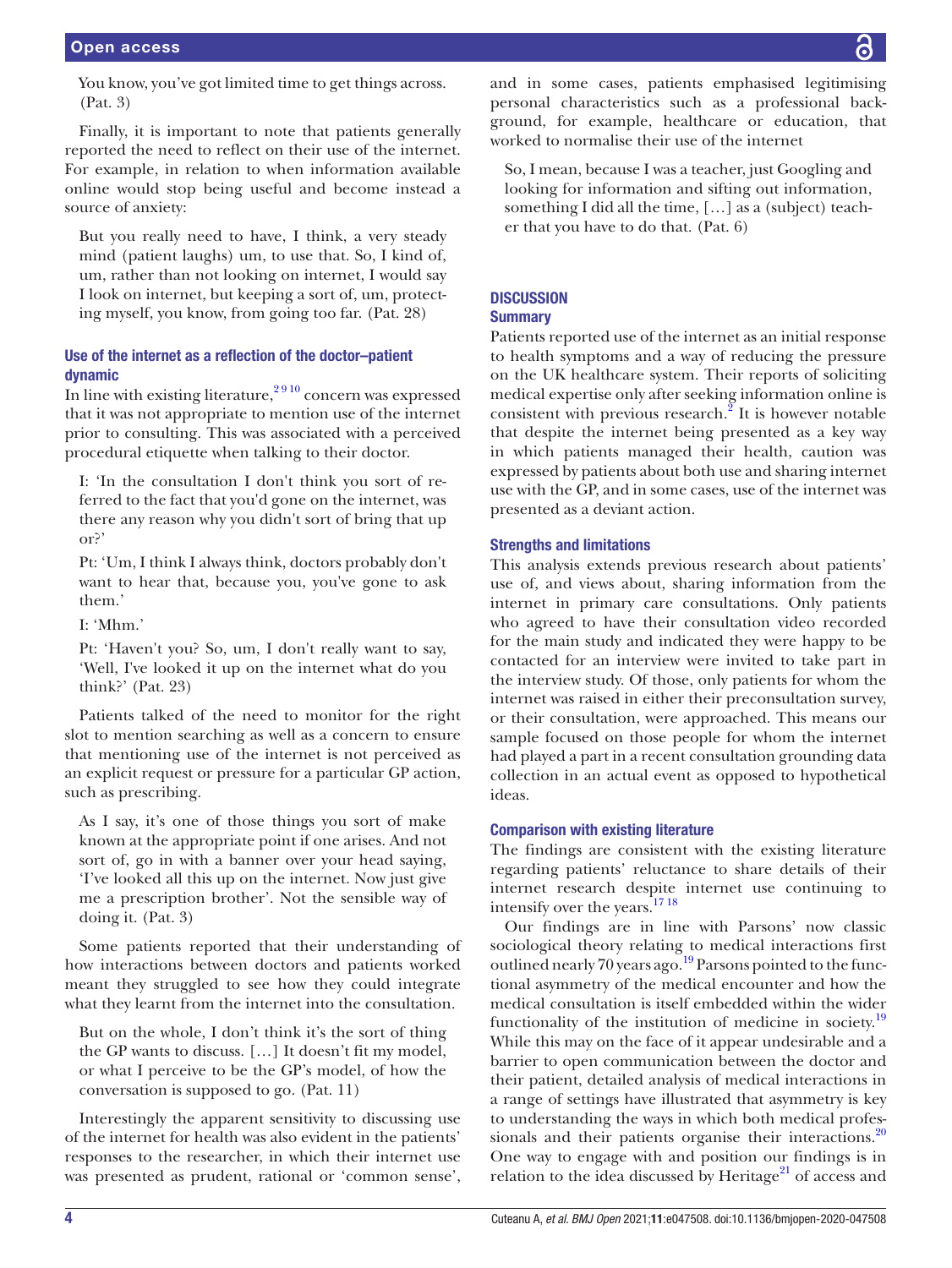You know, you've got limited time to get things across. (Pat. 3)

Finally, it is important to note that patients generally reported the need to reflect on their use of the internet. For example, in relation to when information available online would stop being useful and become instead a source of anxiety:

> But you really need to have, I think, a very steady mind (patient laughs) um, to use that. So, I kind of, um, rather than not looking on internet, I would say I look on internet, but keeping a sort of, um, protecting myself, you know, from going too far. (Pat. 28)

### Use of the internet as a reflection of the doctor–patient dynamic

In line with existing literature,[2 9 10] concern was expressed that it was not appropriate to mention use of the internet prior to consulting. This was associated with a perceived procedural etiquette when talking to their doctor.

> I: 'In the consultation I don't think you sort of referred to the fact that you'd gone on the internet, was there any reason why you didn't sort of bring that up or?'
>
> Pt: 'Um, I think I always think, doctors probably don't want to hear that, because you, you've gone to ask them.'
>
> I: 'Mhm.'
>
> Pt: 'Haven't you? So, um, I don't really want to say, 'Well, I've looked it up on the internet what do you think?' (Pat. 23)

Patients talked of the need to monitor for the right slot to mention searching as well as a concern to ensure that mentioning use of the internet is not perceived as an explicit request or pressure for a particular GP action, such as prescribing.

> As I say, it's one of those things you sort of make known at the appropriate point if one arises. And not sort of, go in with a banner over your head saying, 'I've looked all this up on the internet. Now just give me a prescription brother'. Not the sensible way of doing it. (Pat. 3)

Some patients reported that their understanding of how interactions between doctors and patients worked meant they struggled to see how they could integrate what they learnt from the internet into the consultation.

> But on the whole, I don't think it's the sort of thing the GP wants to discuss. […] It doesn't fit my model, or what I perceive to be the GP's model, of how the conversation is supposed to go. (Pat. 11)

Interestingly the apparent sensitivity to discussing use of the internet for health was also evident in the patients' responses to the researcher, in which their internet use was presented as prudent, rational or 'common sense', and in some cases, patients emphasised legitimising personal characteristics such as a professional background, for example, healthcare or education, that worked to normalise their use of the internet

> So, I mean, because I was a teacher, just Googling and looking for information and sifting out information, something I did all the time, […] as a (subject) teacher that you have to do that. (Pat. 6)

## DISCUSSION

### Summary

Patients reported use of the internet as an initial response to health symptoms and a way of reducing the pressure on the UK healthcare system. Their reports of soliciting medical expertise only after seeking information online is consistent with previous research.[2] It is however notable that despite the internet being presented as a key way in which patients managed their health, caution was expressed by patients about both use and sharing internet use with the GP, and in some cases, use of the internet was presented as a deviant action.

### Strengths and limitations

This analysis extends previous research about patients' use of, and views about, sharing information from the internet in primary care consultations. Only patients who agreed to have their consultation video recorded for the main study and indicated they were happy to be contacted for an interview were invited to take part in the interview study. Of those, only patients for whom the internet was raised in either their preconsultation survey, or their consultation, were approached. This means our sample focused on those people for whom the internet had played a part in a recent consultation grounding data collection in an actual event as opposed to hypothetical ideas.

### Comparison with existing literature

The findings are consistent with the existing literature regarding patients' reluctance to share details of their internet research despite internet use continuing to intensify over the years.[17 18]

Our findings are in line with Parsons' now classic sociological theory relating to medical interactions first outlined nearly 70 years ago.[19] Parsons pointed to the functional asymmetry of the medical encounter and how the medical consultation is itself embedded within the wider functionality of the institution of medicine in society.[19] While this may on the face of it appear undesirable and a barrier to open communication between the doctor and their patient, detailed analysis of medical interactions in a range of settings have illustrated that asymmetry is key to understanding the ways in which both medical professionals and their patients organise their interactions.[20] One way to engage with and position our findings is in relation to the idea discussed by Heritage[21] of access and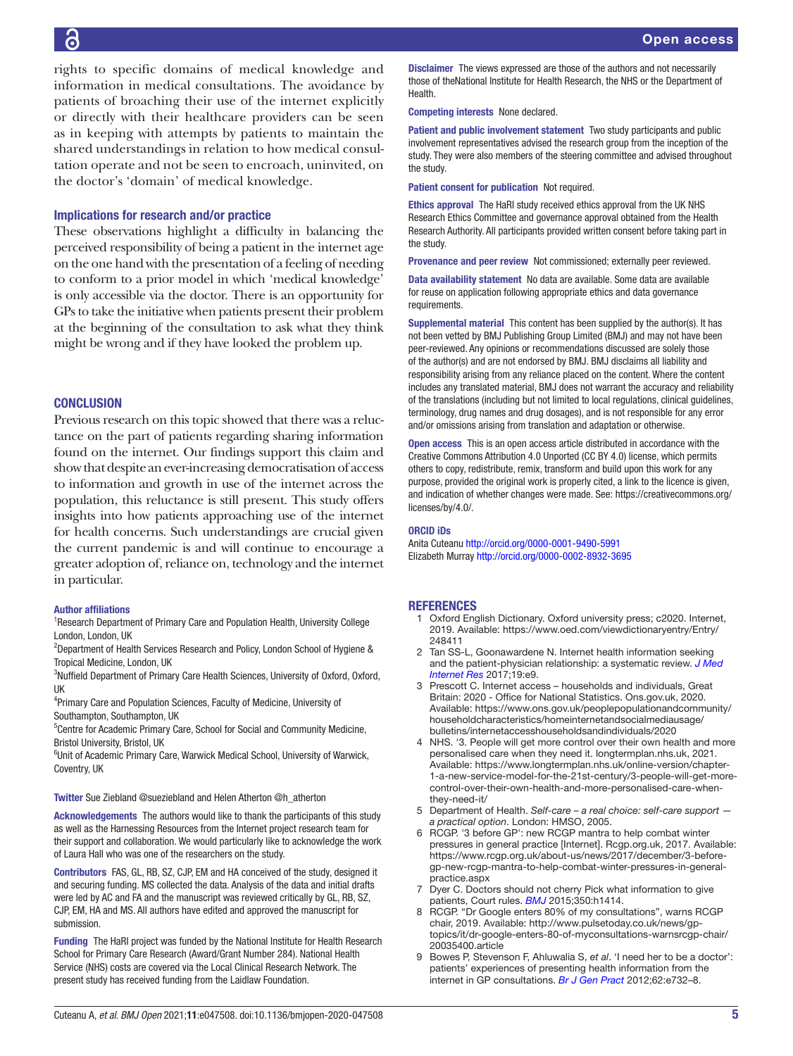rights to specific domains of medical knowledge and information in medical consultations. The avoidance by patients of broaching their use of the internet explicitly or directly with their healthcare providers can be seen as in keeping with attempts by patients to maintain the shared understandings in relation to how medical consultation operate and not be seen to encroach, uninvited, on the doctor's 'domain' of medical knowledge.

### Implications for research and/or practice

These observations highlight a difficulty in balancing the perceived responsibility of being a patient in the internet age on the one hand with the presentation of a feeling of needing to conform to a prior model in which 'medical knowledge' is only accessible via the doctor. There is an opportunity for GPs to take the initiative when patients present their problem at the beginning of the consultation to ask what they think might be wrong and if they have looked the problem up.

## CONCLUSION

Previous research on this topic showed that there was a reluctance on the part of patients regarding sharing information found on the internet. Our findings support this claim and show that despite an ever-increasing democratisation of access to information and growth in use of the internet across the population, this reluctance is still present. This study offers insights into how patients approaching use of the internet for health concerns. Such understandings are crucial given the current pandemic is and will continue to encourage a greater adoption of, reliance on, technology and the internet in particular.

**Author affiliations**

[1]Research Department of Primary Care and Population Health, University College London, London, UK
[2]Department of Health Services Research and Policy, London School of Hygiene & Tropical Medicine, London, UK
[3]Nuffield Department of Primary Care Health Sciences, University of Oxford, Oxford, UK
[4]Primary Care and Population Sciences, Faculty of Medicine, University of Southampton, Southampton, UK
[5]Centre for Academic Primary Care, School for Social and Community Medicine, Bristol University, Bristol, UK
[6]Unit of Academic Primary Care, Warwick Medical School, University of Warwick, Coventry, UK

**Twitter** Sue Ziebland @sueziebland and Helen Atherton @h_atherton

**Acknowledgements** The authors would like to thank the participants of this study as well as the Harnessing Resources from the Internet project research team for their support and collaboration. We would particularly like to acknowledge the work of Laura Hall who was one of the researchers on the study.

**Contributors** FAS, GL, RB, SZ, CJP, EM and HA conceived of the study, designed it and securing funding. MS collected the data. Analysis of the data and initial drafts were led by AC and FA and the manuscript was reviewed critically by GL, RB, SZ, CJP, EM, HA and MS. All authors have edited and approved the manuscript for submission.

**Funding** The HaRI project was funded by the National Institute for Health Research School for Primary Care Research (Award/Grant Number 284). National Health Service (NHS) costs are covered via the Local Clinical Research Network. The present study has received funding from the Laidlaw Foundation.

**Disclaimer** The views expressed are those of the authors and not necessarily those of theNational Institute for Health Research, the NHS or the Department of Health.

**Competing interests** None declared.

**Patient and public involvement statement** Two study participants and public involvement representatives advised the research group from the inception of the study. They were also members of the steering committee and advised throughout the study.

**Patient consent for publication** Not required.

**Ethics approval** The HaRI study received ethics approval from the UK NHS Research Ethics Committee and governance approval obtained from the Health Research Authority. All participants provided written consent before taking part in the study.

**Provenance and peer review** Not commissioned; externally peer reviewed.

**Data availability statement** No data are available. Some data are available for reuse on application following appropriate ethics and data governance requirements.

**Supplemental material** This content has been supplied by the author(s). It has not been vetted by BMJ Publishing Group Limited (BMJ) and may not have been peer-reviewed. Any opinions or recommendations discussed are solely those of the author(s) and are not endorsed by BMJ. BMJ disclaims all liability and responsibility arising from any reliance placed on the content. Where the content includes any translated material, BMJ does not warrant the accuracy and reliability of the translations (including but not limited to local regulations, clinical guidelines, terminology, drug names and drug dosages), and is not responsible for any error and/or omissions arising from translation and adaptation or otherwise.

**Open access** This is an open access article distributed in accordance with the Creative Commons Attribution 4.0 Unported (CC BY 4.0) license, which permits others to copy, redistribute, remix, transform and build upon this work for any purpose, provided the original work is properly cited, a link to the licence is given, and indication of whether changes were made. See: https://creativecommons.org/licenses/by/4.0/.

**ORCID iDs**

Anita Cuteanu http://orcid.org/0000-0001-9490-5991
Elizabeth Murray http://orcid.org/0000-0002-8932-3695

## REFERENCES

1. Oxford English Dictionary. Oxford university press; c2020. Internet, 2019. Available: https://www.oed.com/viewdictionaryentry/Entry/248411
2. Tan SS-L, Goonawardene N. Internet health information seeking and the patient-physician relationship: a systematic review. *J Med Internet Res* 2017;19:e9.
3. Prescott C. Internet access – households and individuals, Great Britain: 2020 - Office for National Statistics. Ons.gov.uk, 2020. Available: https://www.ons.gov.uk/peoplepopulationandcommunity/householdcharacteristics/homeinternetandsocialmediausage/bulletins/internetaccesshouseholdsandindividuals/2020
4. NHS. '3. People will get more control over their own health and more personalised care when they need it. longtermplan.nhs.uk, 2021. Available: https://www.longtermplan.nhs.uk/online-version/chapter-1-a-new-service-model-for-the-21st-century/3-people-will-get-more-control-over-their-own-health-and-more-personalised-care-when-they-need-it/
5. Department of Health. *Self-care – a real choice: self-care support — a practical option*. London: HMSO, 2005.
6. RCGP. '3 before GP': new RCGP mantra to help combat winter pressures in general practice [Internet]. Rcgp.org.uk, 2017. Available: https://www.rcgp.org.uk/about-us/news/2017/december/3-before-gp-new-rcgp-mantra-to-help-combat-winter-pressures-in-general-practice.aspx
7. Dyer C. Doctors should not cherry Pick what information to give patients, Court rules. *BMJ* 2015;350:h1414.
8. RCGP. "Dr Google enters 80% of my consultations", warns RCGP chair, 2019. Available: http://www.pulsetoday.co.uk/news/gp-topics/it/dr-google-enters-80-of-myconsultations-warnsrcgp-chair/20035400.article
9. Bowes P, Stevenson F, Ahluwalia S, *et al*. 'I need her to be a doctor': patients' experiences of presenting health information from the internet in GP consultations. *Br J Gen Pract* 2012;62:e732–8.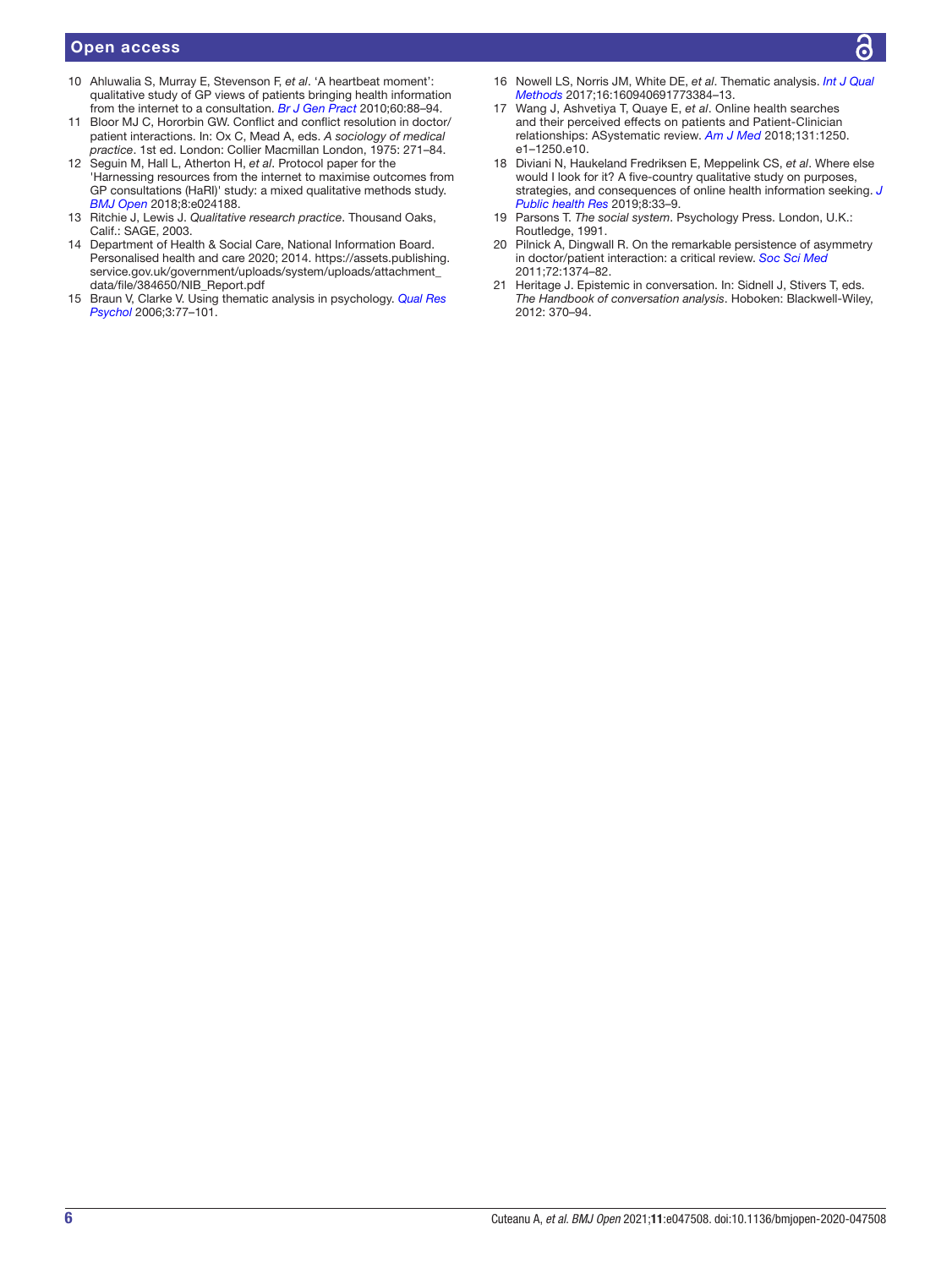10 Ahluwalia S, Murray E, Stevenson F, *et al*. 'A heartbeat moment': qualitative study of GP views of patients bringing health information from the internet to a consultation. *Br J Gen Pract* 2010;60:88–94.
11 Bloor MJ C, Hororbin GW. Conflict and conflict resolution in doctor/patient interactions. In: Ox C, Mead A, eds. *A sociology of medical practice*. 1st ed. London: Collier Macmillan London, 1975: 271–84.
12 Seguin M, Hall L, Atherton H, *et al*. Protocol paper for the 'Harnessing resources from the internet to maximise outcomes from GP consultations (HaRI)' study: a mixed qualitative methods study. *BMJ Open* 2018;8:e024188.
13 Ritchie J, Lewis J. *Qualitative research practice*. Thousand Oaks, Calif.: SAGE, 2003.
14 Department of Health & Social Care, National Information Board. Personalised health and care 2020; 2014. https://assets.publishing.service.gov.uk/government/uploads/system/uploads/attachment_data/file/384650/NIB_Report.pdf
15 Braun V, Clarke V. Using thematic analysis in psychology. *Qual Res Psychol* 2006;3:77–101.
16 Nowell LS, Norris JM, White DE, *et al*. Thematic analysis. *Int J Qual Methods* 2017;16:160940691773384–13.
17 Wang J, Ashvetiya T, Quaye E, *et al*. Online health searches and their perceived effects on patients and Patient-Clinician relationships: ASystematic review. *Am J Med* 2018;131:1250.e1–1250.e10.
18 Diviani N, Haukeland Fredriksen E, Meppelink CS, *et al*. Where else would I look for it? A five-country qualitative study on purposes, strategies, and consequences of online health information seeking. *J Public health Res* 2019;8:33–9.
19 Parsons T. *The social system*. Psychology Press. London, U.K.: Routledge, 1991.
20 Pilnick A, Dingwall R. On the remarkable persistence of asymmetry in doctor/patient interaction: a critical review. *Soc Sci Med* 2011;72:1374–82.
21 Heritage J. Epistemic in conversation. In: Sidnell J, Stivers T, eds. *The Handbook of conversation analysis*. Hoboken: Blackwell-Wiley, 2012: 370–94.